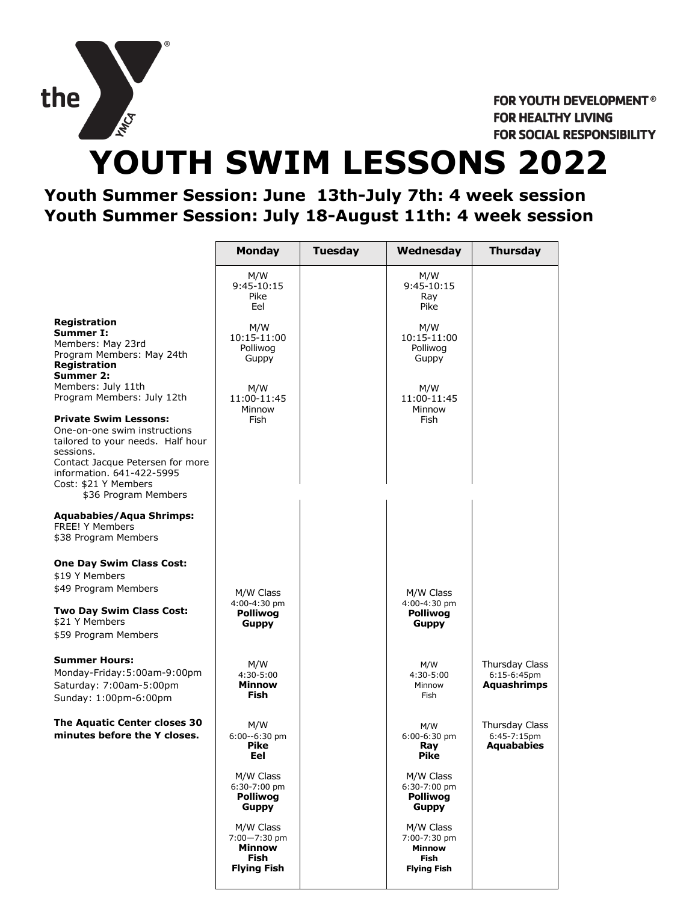FOR YOUTH DEVELOPMENT®
FOR HEALTHY LIVING
FOR SOCIAL RESPONSIBILITY

# YOUTH SWIM LESSONS 2022

## Youth Summer Session: June 13th-July 7th: 4 week session
## Youth Summer Session: July 18-August 11th: 4 week session

**Registration**
**Summer I:**
Members: May 23rd
Program Members: May 24th
**Registration**
**Summer 2:**
Members: July 11th
Program Members: July 12th

**Private Swim Lessons:**
One-on-one swim instructions tailored to your needs. Half hour sessions.
Contact Jacque Petersen for more information. 641-422-5995
Cost: $21 Y Members
$36 Program Members

**Aquababies/Aqua Shrimps:**
FREE! Y Members
$38 Program Members

**One Day Swim Class Cost:**
$19 Y Members
$49 Program Members

**Two Day Swim Class Cost:**
$21 Y Members
$59 Program Members

**Summer Hours:**
Monday-Friday: 5:00am-9:00pm
Saturday: 7:00am-5:00pm
Sunday: 1:00pm-6:00pm

**The Aquatic Center closes 30 minutes before the Y closes.**

| Monday | Tuesday | Wednesday | Thursday |
|---|---|---|---|
| M/W 9:45-10:15 Pike Eel | | M/W 9:45-10:15 Ray Pike | |
| M/W 10:15-11:00 Polliwog Guppy | | M/W 10:15-11:00 Polliwog Guppy | |
| M/W 11:00-11:45 Minnow Fish | | M/W 11:00-11:45 Minnow Fish | |
| M/W Class 4:00-4:30 pm **Polliwog Guppy** | | M/W Class 4:00-4:30 pm **Polliwog Guppy** | |
| M/W 4:30-5:00 **Minnow Fish** | | M/W 4:30-5:00 Minnow Fish | Thursday Class 6:15-6:45pm **Aquashrimps** |
| M/W 6:00--6:30 pm **Pike Eel** | | M/W 6:00-6:30 pm **Ray Pike** | Thursday Class 6:45-7:15pm **Aquababies** |
| M/W Class 6:30-7:00 pm **Polliwog Guppy** | | M/W Class 6:30-7:00 pm **Polliwog Guppy** | |
| M/W Class 7:00—7:30 pm **Minnow Fish Flying Fish** | | M/W Class 7:00-7:30 pm **Minnow Fish Flying Fish** | |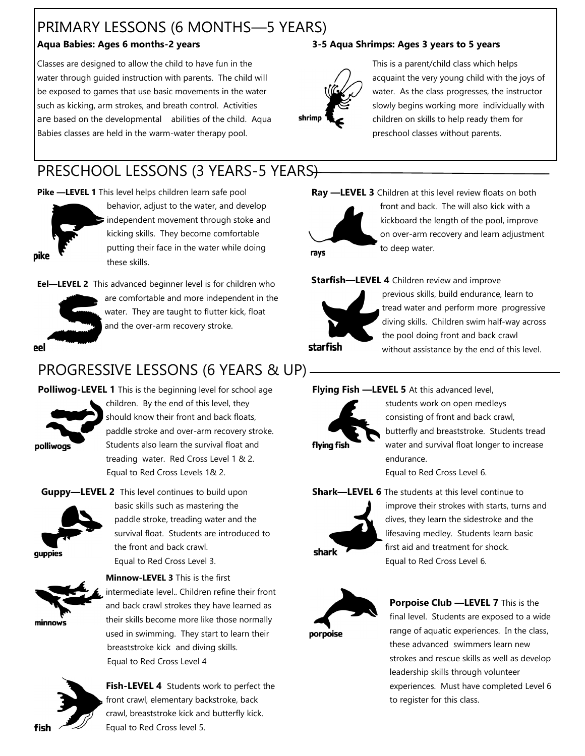# PRIMARY LESSONS (6 MONTHS—5 YEARS)

**Aqua Babies: Ages 6 months-2 years**

Classes are designed to allow the child to have fun in the water through guided instruction with parents. The child will be exposed to games that use basic movements in the water such as kicking, arm strokes, and breath control. Activities are based on the developmental abilities of the child. Aqua Babies classes are held in the warm-water therapy pool.

**3-5 Aqua Shrimps: Ages 3 years to 5 years**

shrimp

This is a parent/child class which helps acquaint the very young child with the joys of water. As the class progresses, the instructor slowly begins working more individually with children on skills to help ready them for preschool classes without parents.

# PRESCHOOL LESSONS (3 YEARS-5 YEARS)

pike

**Pike —LEVEL 1** This level helps children learn safe pool behavior, adjust to the water, and develop independent movement through stoke and kicking skills. They become comfortable putting their face in the water while doing these skills.

eel

**Eel—LEVEL 2** This advanced beginner level is for children who are comfortable and more independent in the water. They are taught to flutter kick, float and the over-arm recovery stroke.

rays

**Ray —LEVEL 3** Children at this level review floats on both front and back. The will also kick with a kickboard the length of the pool, improve on over-arm recovery and learn adjustment to deep water.

starfish

**Starfish—LEVEL 4** Children review and improve previous skills, build endurance, learn to tread water and perform more progressive diving skills. Children swim half-way across the pool doing front and back crawl without assistance by the end of this level.

# PROGRESSIVE LESSONS (6 YEARS & UP)

polliwogs

**Polliwog-LEVEL 1** This is the beginning level for school age children. By the end of this level, they should know their front and back floats, paddle stroke and over-arm recovery stroke. Students also learn the survival float and treading water. Red Cross Level 1 & 2.
Equal to Red Cross Levels 1& 2.

guppies

**Guppy—LEVEL 2** This level continues to build upon basic skills such as mastering the paddle stroke, treading water and the survival float. Students are introduced to the front and back crawl.
Equal to Red Cross Level 3.

minnows

**Minnow-LEVEL 3** This is the first intermediate level.. Children refine their front and back crawl strokes they have learned as their skills become more like those normally used in swimming. They start to learn their breaststroke kick and diving skills.
Equal to Red Cross Level 4

fish

**Fish-LEVEL 4** Students work to perfect the front crawl, elementary backstroke, back crawl, breaststroke kick and butterfly kick.
Equal to Red Cross level 5.

flying fish

**Flying Fish —LEVEL 5** At this advanced level, students work on open medleys consisting of front and back crawl, butterfly and breaststroke. Students tread water and survival float longer to increase endurance.
Equal to Red Cross Level 6.

shark

**Shark—LEVEL 6** The students at this level continue to improve their strokes with starts, turns and dives, they learn the sidestroke and the lifesaving medley. Students learn basic first aid and treatment for shock.
Equal to Red Cross Level 6.

porpoise

**Porpoise Club —LEVEL 7** This is the final level. Students are exposed to a wide range of aquatic experiences. In the class, these advanced swimmers learn new strokes and rescue skills as well as develop leadership skills through volunteer experiences. Must have completed Level 6 to register for this class.